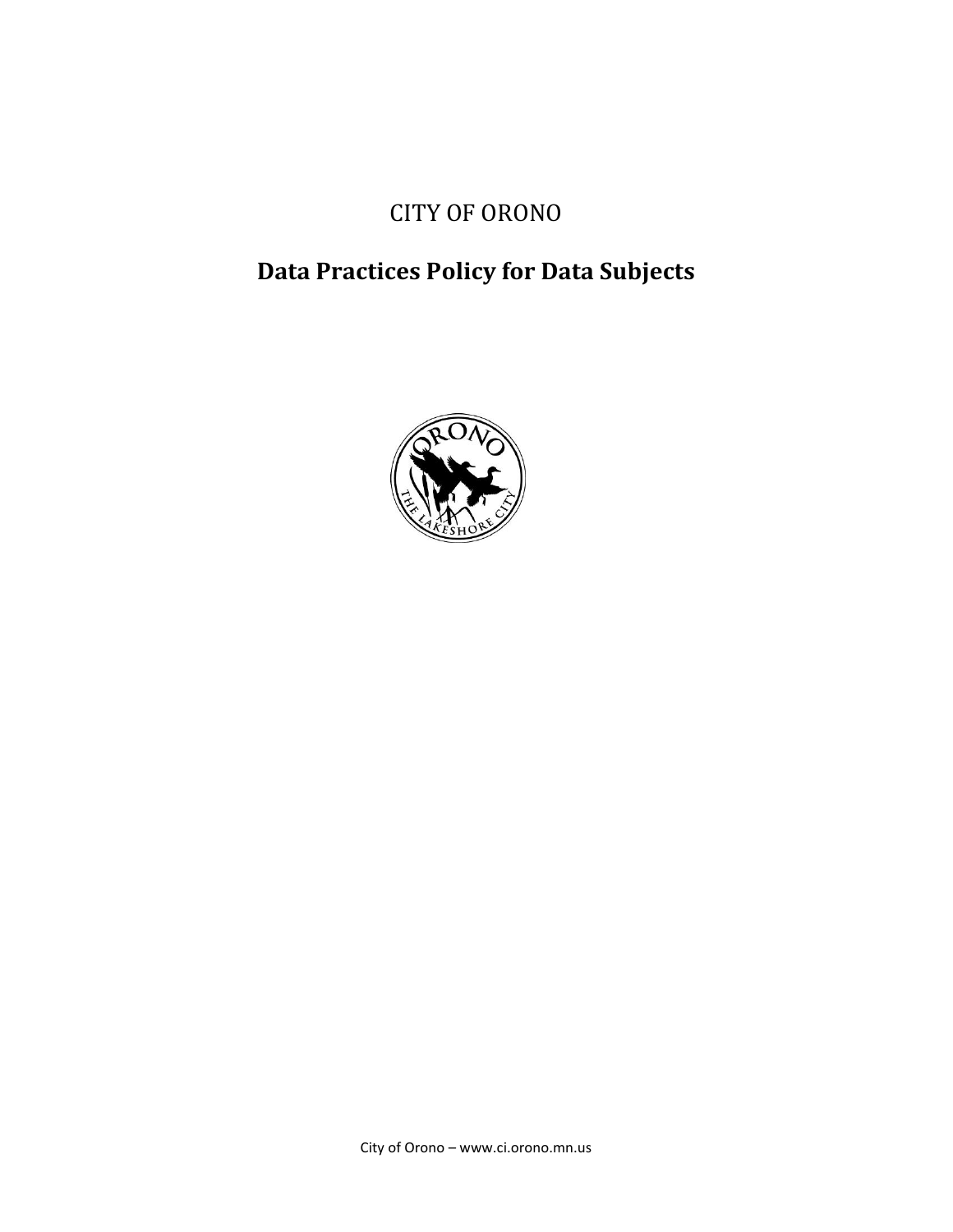CITY OF ORONO

# Data Practices Policy for Data Subjects

City of Orono – www.ci.orono.mn.us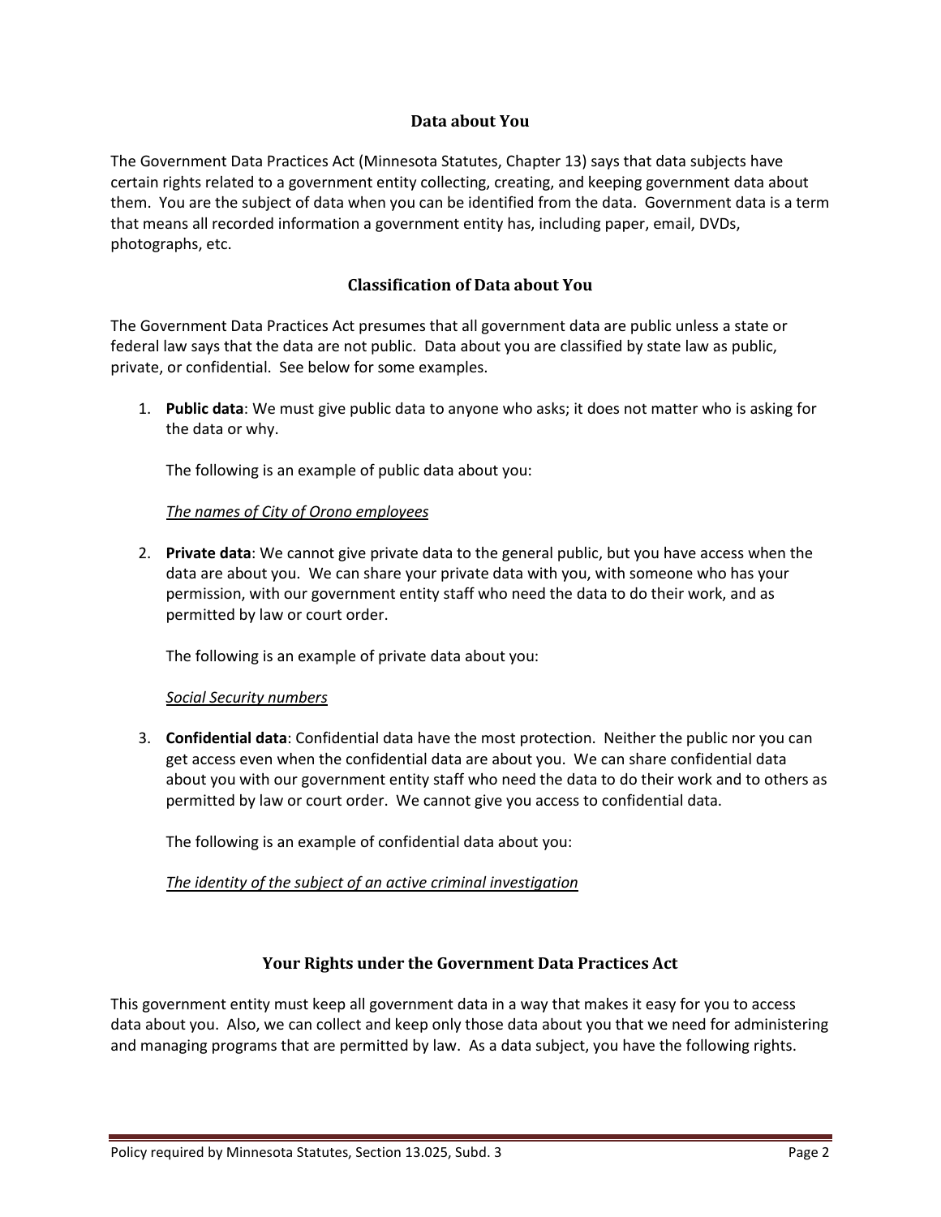## Data about You

The Government Data Practices Act (Minnesota Statutes, Chapter 13) says that data subjects have certain rights related to a government entity collecting, creating, and keeping government data about them. You are the subject of data when you can be identified from the data. Government data is a term that means all recorded information a government entity has, including paper, email, DVDs, photographs, etc.

## Classification of Data about You

The Government Data Practices Act presumes that all government data are public unless a state or federal law says that the data are not public. Data about you are classified by state law as public, private, or confidential. See below for some examples.

1. **Public data**: We must give public data to anyone who asks; it does not matter who is asking for the data or why.

   The following is an example of public data about you:

   *The names of City of Orono employees*

2. **Private data**: We cannot give private data to the general public, but you have access when the data are about you. We can share your private data with you, with someone who has your permission, with our government entity staff who need the data to do their work, and as permitted by law or court order.

   The following is an example of private data about you:

   *Social Security numbers*

3. **Confidential data**: Confidential data have the most protection. Neither the public nor you can get access even when the confidential data are about you. We can share confidential data about you with our government entity staff who need the data to do their work and to others as permitted by law or court order. We cannot give you access to confidential data.

   The following is an example of confidential data about you:

   *The identity of the subject of an active criminal investigation*

## Your Rights under the Government Data Practices Act

This government entity must keep all government data in a way that makes it easy for you to access data about you. Also, we can collect and keep only those data about you that we need for administering and managing programs that are permitted by law. As a data subject, you have the following rights.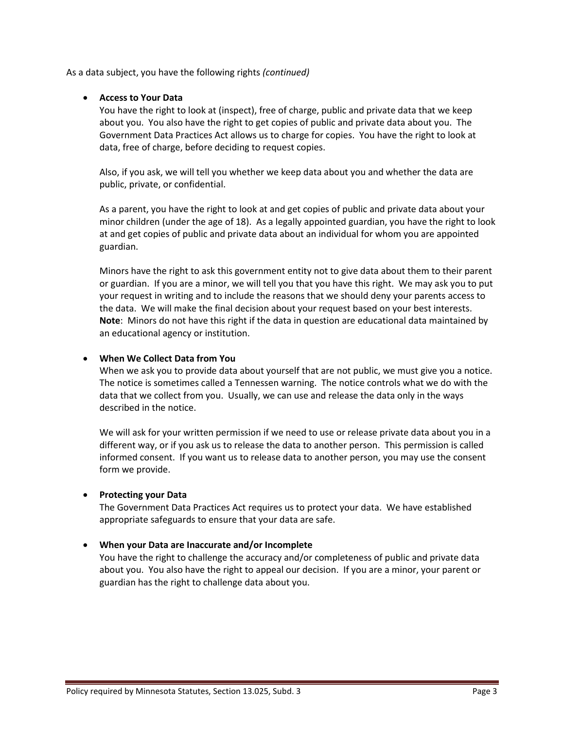As a data subject, you have the following rights *(continued)*

- **Access to Your Data**
  You have the right to look at (inspect), free of charge, public and private data that we keep about you. You also have the right to get copies of public and private data about you. The Government Data Practices Act allows us to charge for copies. You have the right to look at data, free of charge, before deciding to request copies.

  Also, if you ask, we will tell you whether we keep data about you and whether the data are public, private, or confidential.

  As a parent, you have the right to look at and get copies of public and private data about your minor children (under the age of 18). As a legally appointed guardian, you have the right to look at and get copies of public and private data about an individual for whom you are appointed guardian.

  Minors have the right to ask this government entity not to give data about them to their parent or guardian. If you are a minor, we will tell you that you have this right. We may ask you to put your request in writing and to include the reasons that we should deny your parents access to the data. We will make the final decision about your request based on your best interests. **Note**: Minors do not have this right if the data in question are educational data maintained by an educational agency or institution.

- **When We Collect Data from You**
  When we ask you to provide data about yourself that are not public, we must give you a notice. The notice is sometimes called a Tennessen warning. The notice controls what we do with the data that we collect from you. Usually, we can use and release the data only in the ways described in the notice.

  We will ask for your written permission if we need to use or release private data about you in a different way, or if you ask us to release the data to another person. This permission is called informed consent. If you want us to release data to another person, you may use the consent form we provide.

- **Protecting your Data**
  The Government Data Practices Act requires us to protect your data. We have established appropriate safeguards to ensure that your data are safe.

- **When your Data are Inaccurate and/or Incomplete**
  You have the right to challenge the accuracy and/or completeness of public and private data about you. You also have the right to appeal our decision. If you are a minor, your parent or guardian has the right to challenge data about you.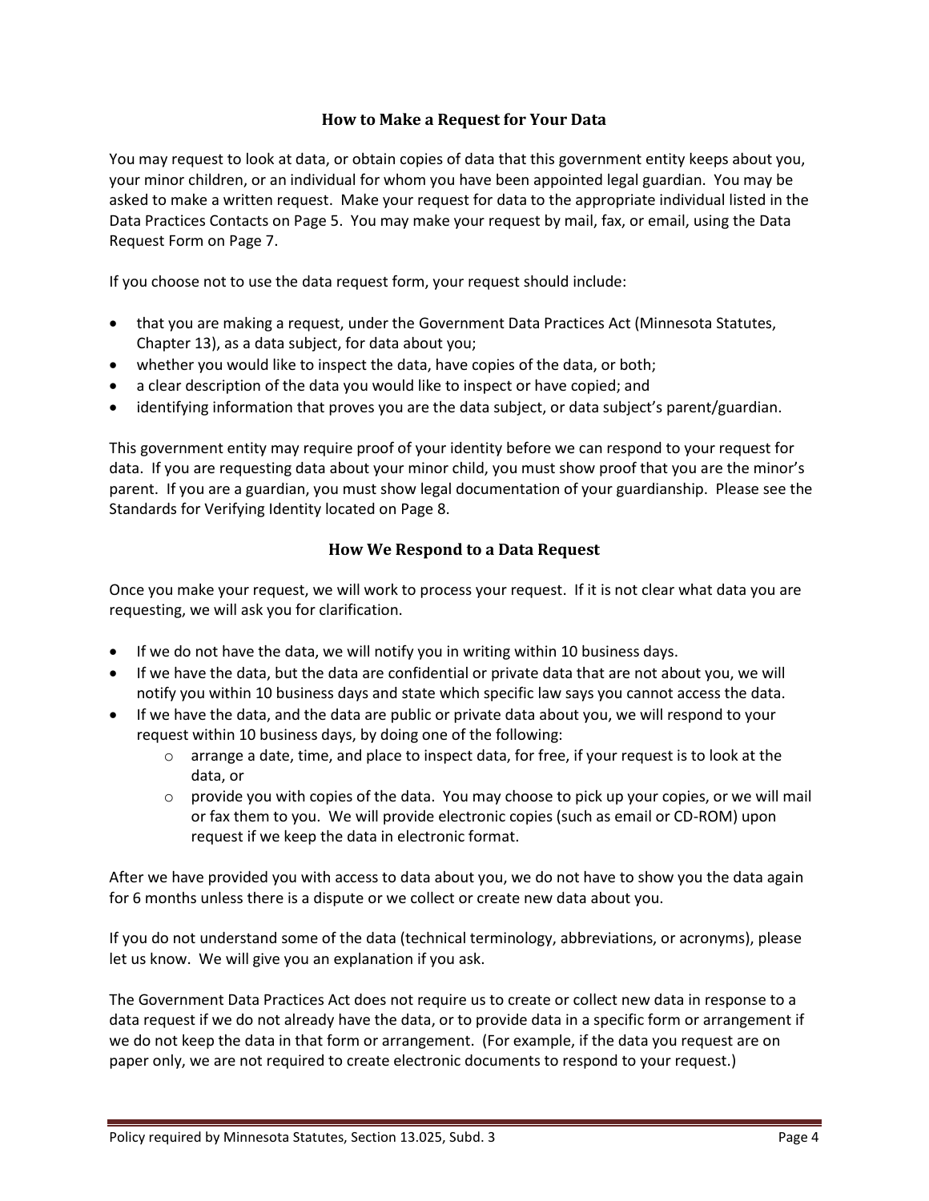## How to Make a Request for Your Data

You may request to look at data, or obtain copies of data that this government entity keeps about you, your minor children, or an individual for whom you have been appointed legal guardian. You may be asked to make a written request. Make your request for data to the appropriate individual listed in the Data Practices Contacts on Page 5. You may make your request by mail, fax, or email, using the Data Request Form on Page 7.

If you choose not to use the data request form, your request should include:

- that you are making a request, under the Government Data Practices Act (Minnesota Statutes, Chapter 13), as a data subject, for data about you;
- whether you would like to inspect the data, have copies of the data, or both;
- a clear description of the data you would like to inspect or have copied; and
- identifying information that proves you are the data subject, or data subject's parent/guardian.

This government entity may require proof of your identity before we can respond to your request for data. If you are requesting data about your minor child, you must show proof that you are the minor's parent. If you are a guardian, you must show legal documentation of your guardianship. Please see the Standards for Verifying Identity located on Page 8.

## How We Respond to a Data Request

Once you make your request, we will work to process your request. If it is not clear what data you are requesting, we will ask you for clarification.

- If we do not have the data, we will notify you in writing within 10 business days.
- If we have the data, but the data are confidential or private data that are not about you, we will notify you within 10 business days and state which specific law says you cannot access the data.
- If we have the data, and the data are public or private data about you, we will respond to your request within 10 business days, by doing one of the following:
  - arrange a date, time, and place to inspect data, for free, if your request is to look at the data, or
  - provide you with copies of the data. You may choose to pick up your copies, or we will mail or fax them to you. We will provide electronic copies (such as email or CD-ROM) upon request if we keep the data in electronic format.

After we have provided you with access to data about you, we do not have to show you the data again for 6 months unless there is a dispute or we collect or create new data about you.

If you do not understand some of the data (technical terminology, abbreviations, or acronyms), please let us know. We will give you an explanation if you ask.

The Government Data Practices Act does not require us to create or collect new data in response to a data request if we do not already have the data, or to provide data in a specific form or arrangement if we do not keep the data in that form or arrangement. (For example, if the data you request are on paper only, we are not required to create electronic documents to respond to your request.)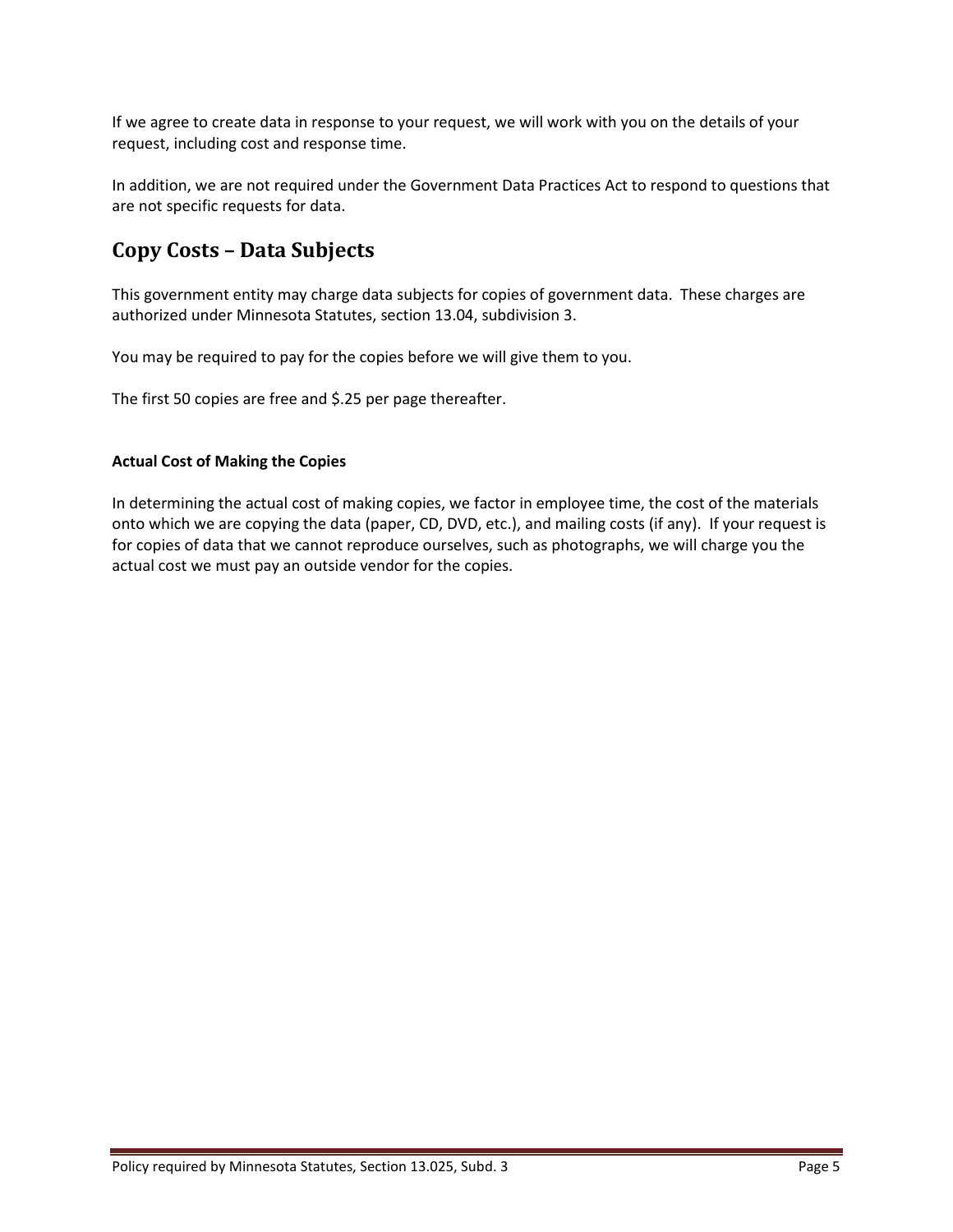If we agree to create data in response to your request, we will work with you on the details of your request, including cost and response time.

In addition, we are not required under the Government Data Practices Act to respond to questions that are not specific requests for data.

## Copy Costs – Data Subjects

This government entity may charge data subjects for copies of government data. These charges are authorized under Minnesota Statutes, section 13.04, subdivision 3.

You may be required to pay for the copies before we will give them to you.

The first 50 copies are free and $.25 per page thereafter.

**Actual Cost of Making the Copies**

In determining the actual cost of making copies, we factor in employee time, the cost of the materials onto which we are copying the data (paper, CD, DVD, etc.), and mailing costs (if any). If your request is for copies of data that we cannot reproduce ourselves, such as photographs, we will charge you the actual cost we must pay an outside vendor for the copies.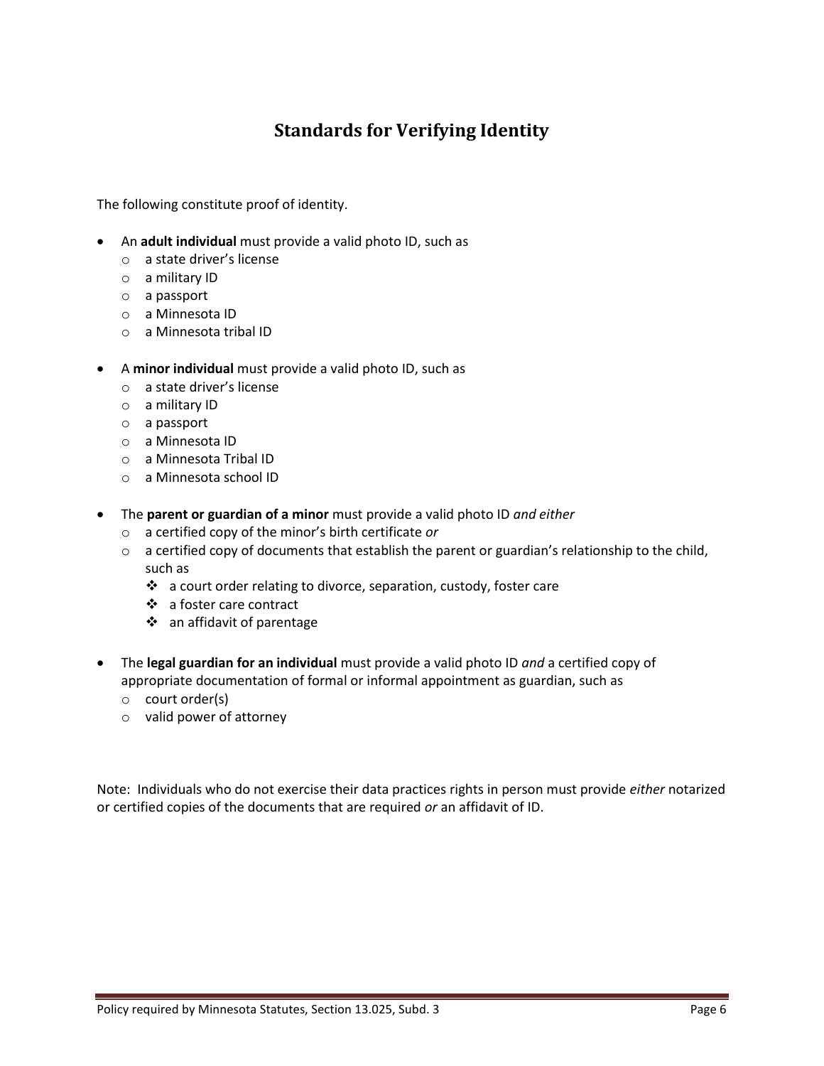# Standards for Verifying Identity

The following constitute proof of identity.

- An **adult individual** must provide a valid photo ID, such as
  - a state driver's license
  - a military ID
  - a passport
  - a Minnesota ID
  - a Minnesota tribal ID

- A **minor individual** must provide a valid photo ID, such as
  - a state driver's license
  - a military ID
  - a passport
  - a Minnesota ID
  - a Minnesota Tribal ID
  - a Minnesota school ID

- The **parent or guardian of a minor** must provide a valid photo ID *and either*
  - a certified copy of the minor's birth certificate *or*
  - a certified copy of documents that establish the parent or guardian's relationship to the child, such as
    - a court order relating to divorce, separation, custody, foster care
    - a foster care contract
    - an affidavit of parentage

- The **legal guardian for an individual** must provide a valid photo ID *and* a certified copy of appropriate documentation of formal or informal appointment as guardian, such as
  - court order(s)
  - valid power of attorney

Note: Individuals who do not exercise their data practices rights in person must provide *either* notarized or certified copies of the documents that are required *or* an affidavit of ID.